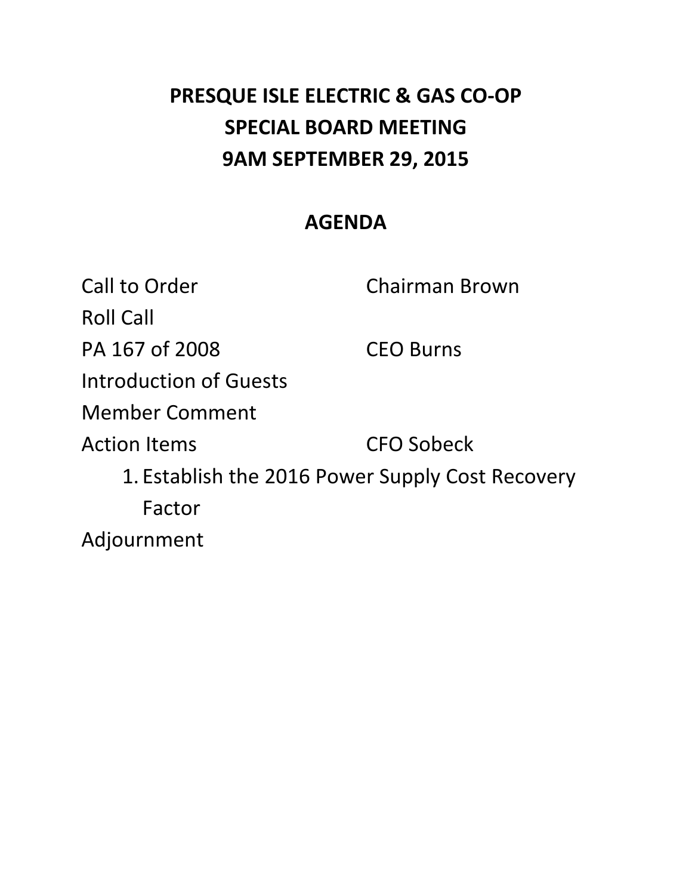# PRESQUE ISLE ELECTRIC & GAS CO-OP
# SPECIAL BOARD MEETING
# 9AM SEPTEMBER 29, 2015

## AGENDA

| | |
|---|---|
| Call to Order | Chairman Brown |
| Roll Call | |
| PA 167 of 2008 | CEO Burns |
| Introduction of Guests | |
| Member Comment | |
| Action Items | CFO Sobeck |

1. Establish the 2016 Power Supply Cost Recovery Factor

Adjournment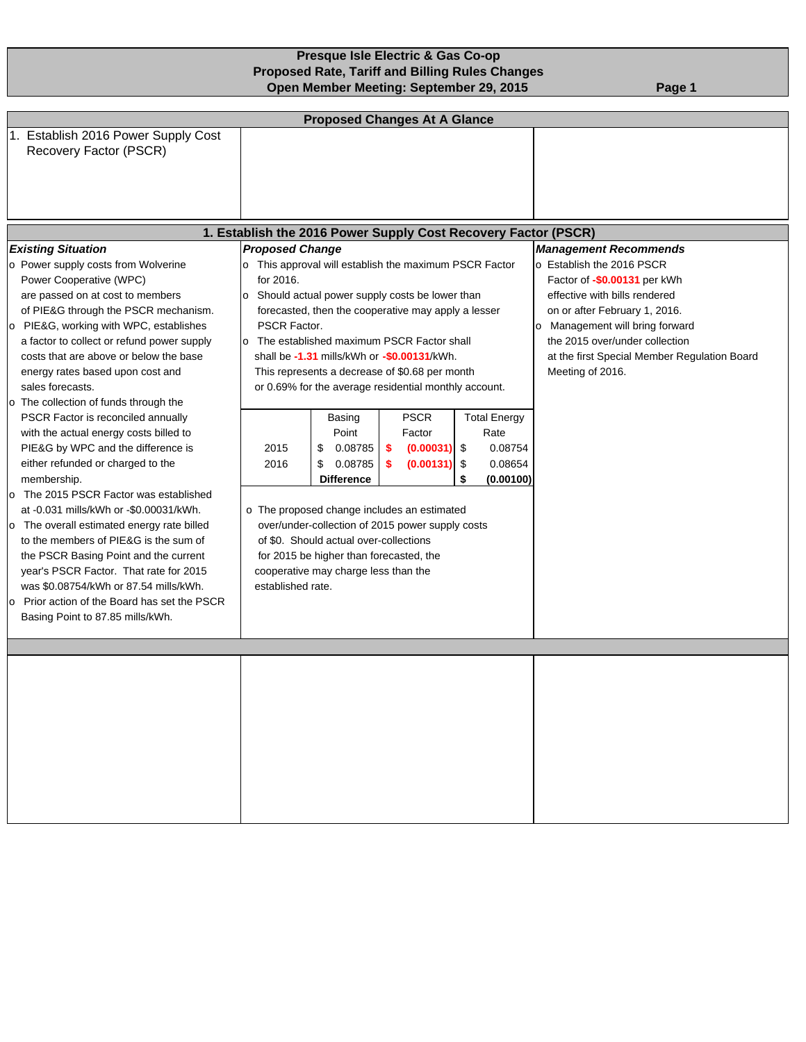# Presque Isle Electric & Gas Co-op
## Proposed Rate, Tariff and Billing Rules Changes
## Open Member Meeting: September 29, 2015

### Proposed Changes At A Glance

1. Establish 2016 Power Supply Cost Recovery Factor (PSCR)

### 1. Establish the 2016 Power Supply Cost Recovery Factor (PSCR)

***Existing Situation***

- Power supply costs from Wolverine Power Cooperative (WPC) are passed on at cost to members of PIE&G through the PSCR mechanism.
- PIE&G, working with WPC, establishes a factor to collect or refund power supply costs that are above or below the base energy rates based upon cost and sales forecasts.
- The collection of funds through the PSCR Factor is reconciled annually with the actual energy costs billed to PIE&G by WPC and the difference is either refunded or charged to the membership.
- The 2015 PSCR Factor was established at -0.031 mills/kWh or -$0.00031/kWh.
- The overall estimated energy rate billed to the members of PIE&G is the sum of the PSCR Basing Point and the current year's PSCR Factor. That rate for 2015 was $0.08754/kWh or 87.54 mills/kWh.
- Prior action of the Board has set the PSCR Basing Point to 87.85 mills/kWh.

***Proposed Change***

- This approval will establish the maximum PSCR Factor for 2016.
- Should actual power supply costs be lower than forecasted, then the cooperative may apply a lesser PSCR Factor.
- The established maximum PSCR Factor shall shall be **-1.31** mills/kWh or **-$0.00131**/kWh.

  This represents a decrease of $0.68 per month or 0.69% for the average residential monthly account.

| | Basing Point | PSCR Factor | Total Energy Rate |
|---|---|---|---|
| 2015 | $ 0.08785 | $ (0.00031) | $ 0.08754 |
| 2016 | $ 0.08785 | $ (0.00131) | $ 0.08654 |
| | **Difference** | | **$ (0.00100)** |

- The proposed change includes an estimated over/under-collection of 2015 power supply costs of $0. Should actual over-collections for 2015 be higher than forecasted, the cooperative may charge less than the established rate.

***Management Recommends***

- Establish the 2016 PSCR Factor of **-$0.00131** per kWh effective with bills rendered on or after February 1, 2016.
- Management will bring forward the 2015 over/under collection at the first Special Member Regulation Board Meeting of 2016.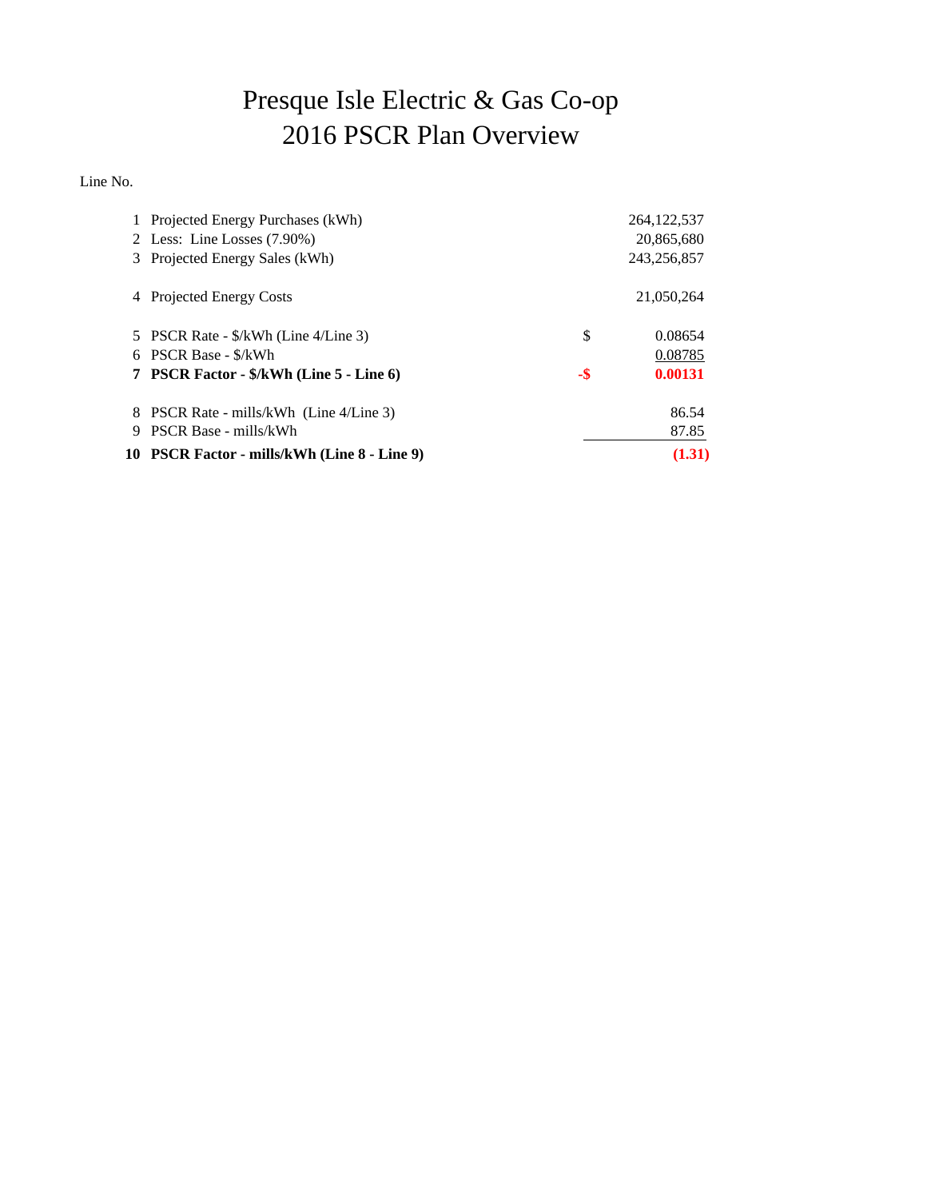# Presque Isle Electric & Gas Co-op
# 2016 PSCR Plan Overview

| Line No. | | | |
|---|---|---|---|
| 1 | Projected Energy Purchases (kWh) | | 264,122,537 |
| 2 | Less: Line Losses (7.90%) | | 20,865,680 |
| 3 | Projected Energy Sales (kWh) | | 243,256,857 |
| 4 | Projected Energy Costs | | 21,050,264 |
| 5 | PSCR Rate - $/kWh (Line 4/Line 3) | $ | 0.08654 |
| 6 | PSCR Base - $/kWh | | 0.08785 |
| **7** | **PSCR Factor - $/kWh (Line 5 - Line 6)** | **-$** | **0.00131** |
| 8 | PSCR Rate - mills/kWh (Line 4/Line 3) | | 86.54 |
| 9 | PSCR Base - mills/kWh | | 87.85 |
| **10** | **PSCR Factor - mills/kWh (Line 8 - Line 9)** | | **(1.31)** |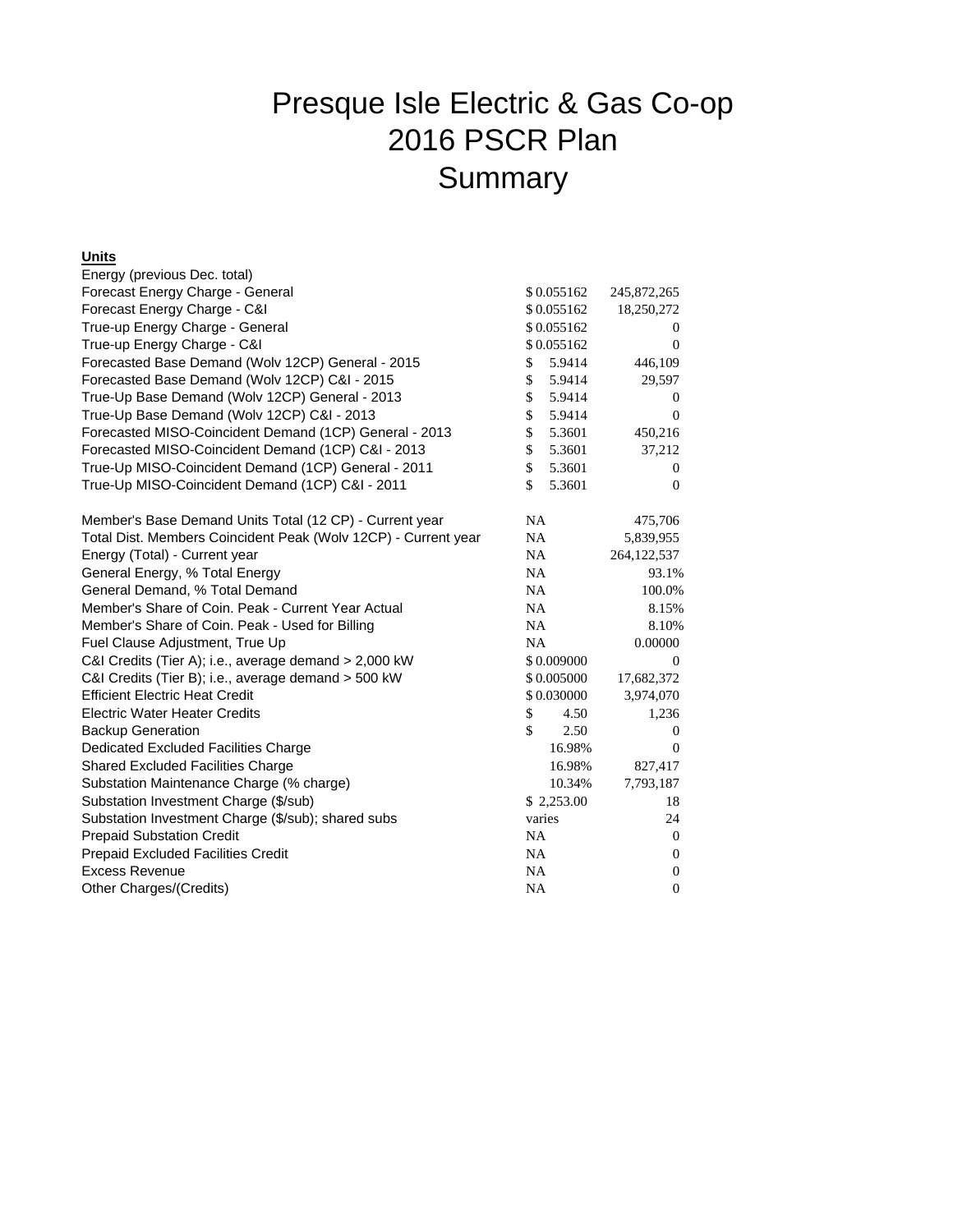# Presque Isle Electric & Gas Co-op
# 2016 PSCR Plan
# Summary

| **Units** | | |
|---|---|---|
| Energy (previous Dec. total) | | |
| Forecast Energy Charge - General | $ 0.055162 | 245,872,265 |
| Forecast Energy Charge - C&I | $ 0.055162 | 18,250,272 |
| True-up Energy Charge - General | $ 0.055162 | 0 |
| True-up Energy Charge - C&I | $ 0.055162 | 0 |
| Forecasted Base Demand (Wolv 12CP) General - 2015 | $ 5.9414 | 446,109 |
| Forecasted Base Demand (Wolv 12CP) C&I - 2015 | $ 5.9414 | 29,597 |
| True-Up Base Demand (Wolv 12CP) General - 2013 | $ 5.9414 | 0 |
| True-Up Base Demand (Wolv 12CP) C&I - 2013 | $ 5.9414 | 0 |
| Forecasted MISO-Coincident Demand (1CP) General - 2013 | $ 5.3601 | 450,216 |
| Forecasted MISO-Coincident Demand (1CP) C&I - 2013 | $ 5.3601 | 37,212 |
| True-Up MISO-Coincident Demand (1CP) General - 2011 | $ 5.3601 | 0 |
| True-Up MISO-Coincident Demand (1CP) C&I - 2011 | $ 5.3601 | 0 |
| | | |
| Member's Base Demand Units Total (12 CP) - Current year | NA | 475,706 |
| Total Dist. Members Coincident Peak (Wolv 12CP) - Current year | NA | 5,839,955 |
| Energy (Total) - Current year | NA | 264,122,537 |
| General Energy, % Total Energy | NA | 93.1% |
| General Demand, % Total Demand | NA | 100.0% |
| Member's Share of Coin. Peak - Current Year Actual | NA | 8.15% |
| Member's Share of Coin. Peak - Used for Billing | NA | 8.10% |
| Fuel Clause Adjustment, True Up | NA | 0.00000 |
| C&I Credits (Tier A); i.e., average demand > 2,000 kW | $ 0.009000 | 0 |
| C&I Credits (Tier B); i.e., average demand > 500 kW | $ 0.005000 | 17,682,372 |
| Efficient Electric Heat Credit | $ 0.030000 | 3,974,070 |
| Electric Water Heater Credits | $ 4.50 | 1,236 |
| Backup Generation | $ 2.50 | 0 |
| Dedicated Excluded Facilities Charge | 16.98% | 0 |
| Shared Excluded Facilities Charge | 16.98% | 827,417 |
| Substation Maintenance Charge (% charge) | 10.34% | 7,793,187 |
| Substation Investment Charge ($/sub) | $ 2,253.00 | 18 |
| Substation Investment Charge ($/sub); shared subs | varies | 24 |
| Prepaid Substation Credit | NA | 0 |
| Prepaid Excluded Facilities Credit | NA | 0 |
| Excess Revenue | NA | 0 |
| Other Charges/(Credits) | NA | 0 |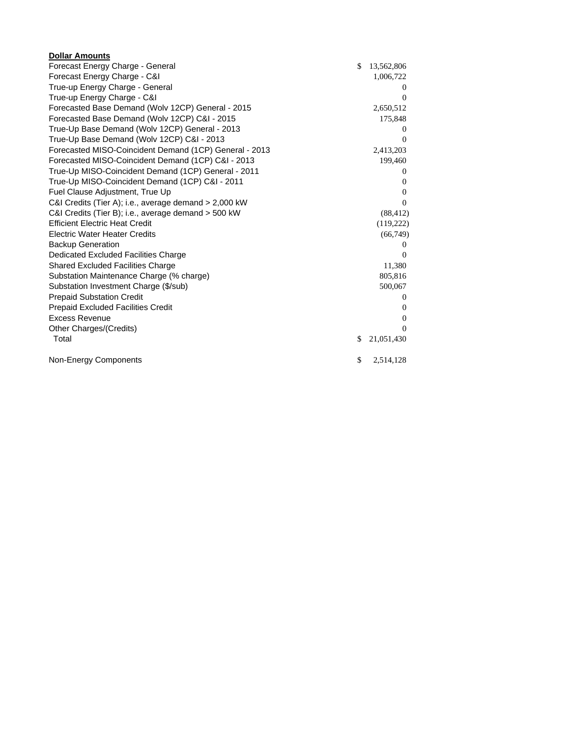**Dollar Amounts**

| | |
|---|---|
| Forecast Energy Charge - General | $ 13,562,806 |
| Forecast Energy Charge - C&I | 1,006,722 |
| True-up Energy Charge - General | 0 |
| True-up Energy Charge - C&I | 0 |
| Forecasted Base Demand (Wolv 12CP) General - 2015 | 2,650,512 |
| Forecasted Base Demand (Wolv 12CP) C&I - 2015 | 175,848 |
| True-Up Base Demand (Wolv 12CP) General - 2013 | 0 |
| True-Up Base Demand (Wolv 12CP) C&I - 2013 | 0 |
| Forecasted MISO-Coincident Demand (1CP) General - 2013 | 2,413,203 |
| Forecasted MISO-Coincident Demand (1CP) C&I - 2013 | 199,460 |
| True-Up MISO-Coincident Demand (1CP) General - 2011 | 0 |
| True-Up MISO-Coincident Demand (1CP) C&I - 2011 | 0 |
| Fuel Clause Adjustment, True Up | 0 |
| C&I Credits (Tier A); i.e., average demand > 2,000 kW | 0 |
| C&I Credits (Tier B); i.e., average demand > 500 kW | (88,412) |
| Efficient Electric Heat Credit | (119,222) |
| Electric Water Heater Credits | (66,749) |
| Backup Generation | 0 |
| Dedicated Excluded Facilities Charge | 0 |
| Shared Excluded Facilities Charge | 11,380 |
| Substation Maintenance Charge (% charge) | 805,816 |
| Substation Investment Charge ($/sub) | 500,067 |
| Prepaid Substation Credit | 0 |
| Prepaid Excluded Facilities Credit | 0 |
| Excess Revenue | 0 |
| Other Charges/(Credits) | 0 |
| Total | $ 21,051,430 |
| | |
| Non-Energy Components | $ 2,514,128 |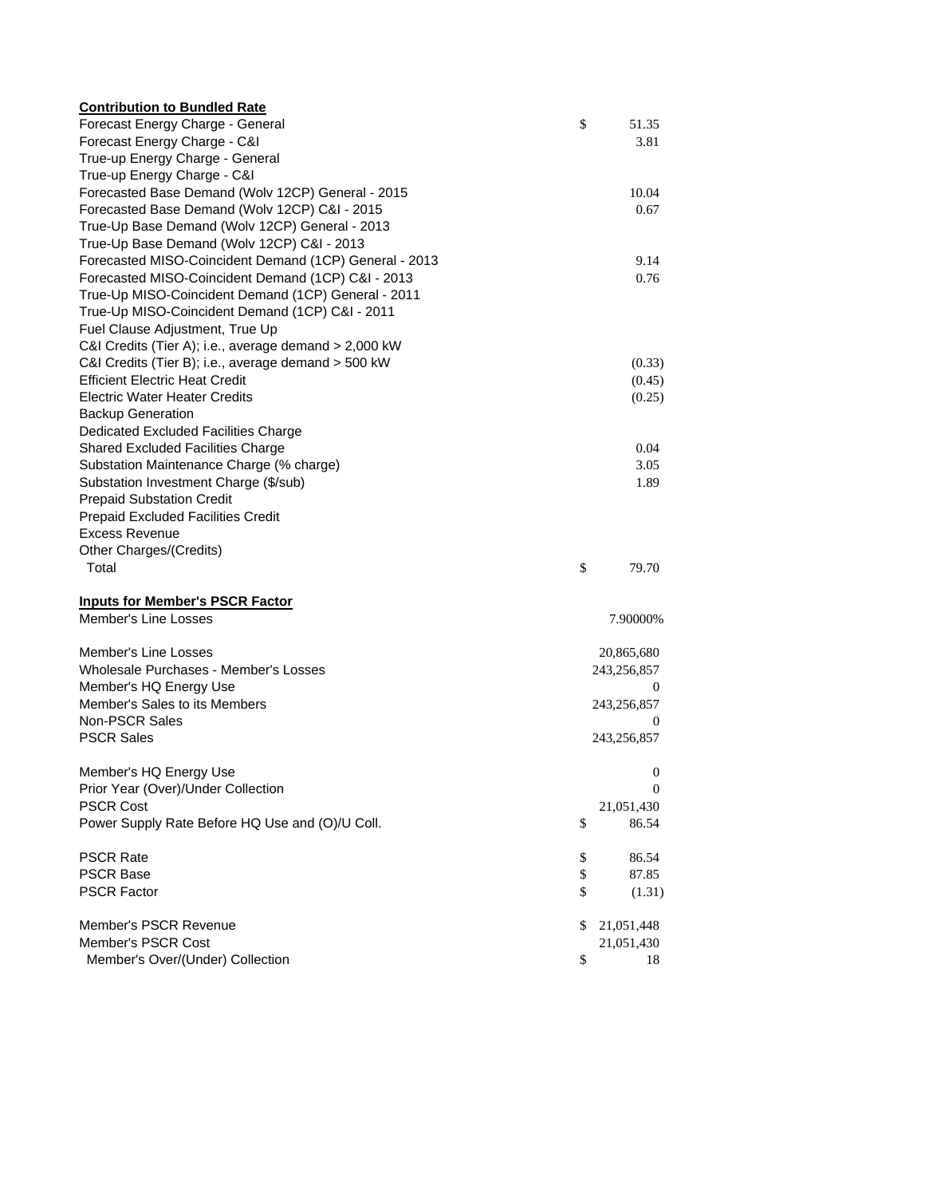**Contribution to Bundled Rate**

| | | |
|---|---|---|
| Forecast Energy Charge - General | $ | 51.35 |
| Forecast Energy Charge - C&I | | 3.81 |
| True-up Energy Charge - General | | |
| True-up Energy Charge - C&I | | |
| Forecasted Base Demand (Wolv 12CP) General - 2015 | | 10.04 |
| Forecasted Base Demand (Wolv 12CP) C&I - 2015 | | 0.67 |
| True-Up Base Demand (Wolv 12CP) General - 2013 | | |
| True-Up Base Demand (Wolv 12CP) C&I - 2013 | | |
| Forecasted MISO-Coincident Demand (1CP) General - 2013 | | 9.14 |
| Forecasted MISO-Coincident Demand (1CP) C&I - 2013 | | 0.76 |
| True-Up MISO-Coincident Demand (1CP) General - 2011 | | |
| True-Up MISO-Coincident Demand (1CP) C&I - 2011 | | |
| Fuel Clause Adjustment, True Up | | |
| C&I Credits (Tier A); i.e., average demand > 2,000 kW | | |
| C&I Credits (Tier B); i.e., average demand > 500 kW | | (0.33) |
| Efficient Electric Heat Credit | | (0.45) |
| Electric Water Heater Credits | | (0.25) |
| Backup Generation | | |
| Dedicated Excluded Facilities Charge | | |
| Shared Excluded Facilities Charge | | 0.04 |
| Substation Maintenance Charge (% charge) | | 3.05 |
| Substation Investment Charge ($/sub) | | 1.89 |
| Prepaid Substation Credit | | |
| Prepaid Excluded Facilities Credit | | |
| Excess Revenue | | |
| Other Charges/(Credits) | | |
| Total | $ | 79.70 |

**Inputs for Member's PSCR Factor**

| | | |
|---|---|---|
| Member's Line Losses | | 7.90000% |
| | | |
| Member's Line Losses | | 20,865,680 |
| Wholesale Purchases - Member's Losses | | 243,256,857 |
| Member's HQ Energy Use | | 0 |
| Member's Sales to its Members | | 243,256,857 |
| Non-PSCR Sales | | 0 |
| PSCR Sales | | 243,256,857 |
| | | |
| Member's HQ Energy Use | | 0 |
| Prior Year (Over)/Under Collection | | 0 |
| PSCR Cost | | 21,051,430 |
| Power Supply Rate Before HQ Use and (O)/U Coll. | $ | 86.54 |
| | | |
| PSCR Rate | $ | 86.54 |
| PSCR Base | $ | 87.85 |
| PSCR Factor | $ | (1.31) |
| | | |
| Member's PSCR Revenue | $ | 21,051,448 |
| Member's PSCR Cost | | 21,051,430 |
| Member's Over/(Under) Collection | $ | 18 |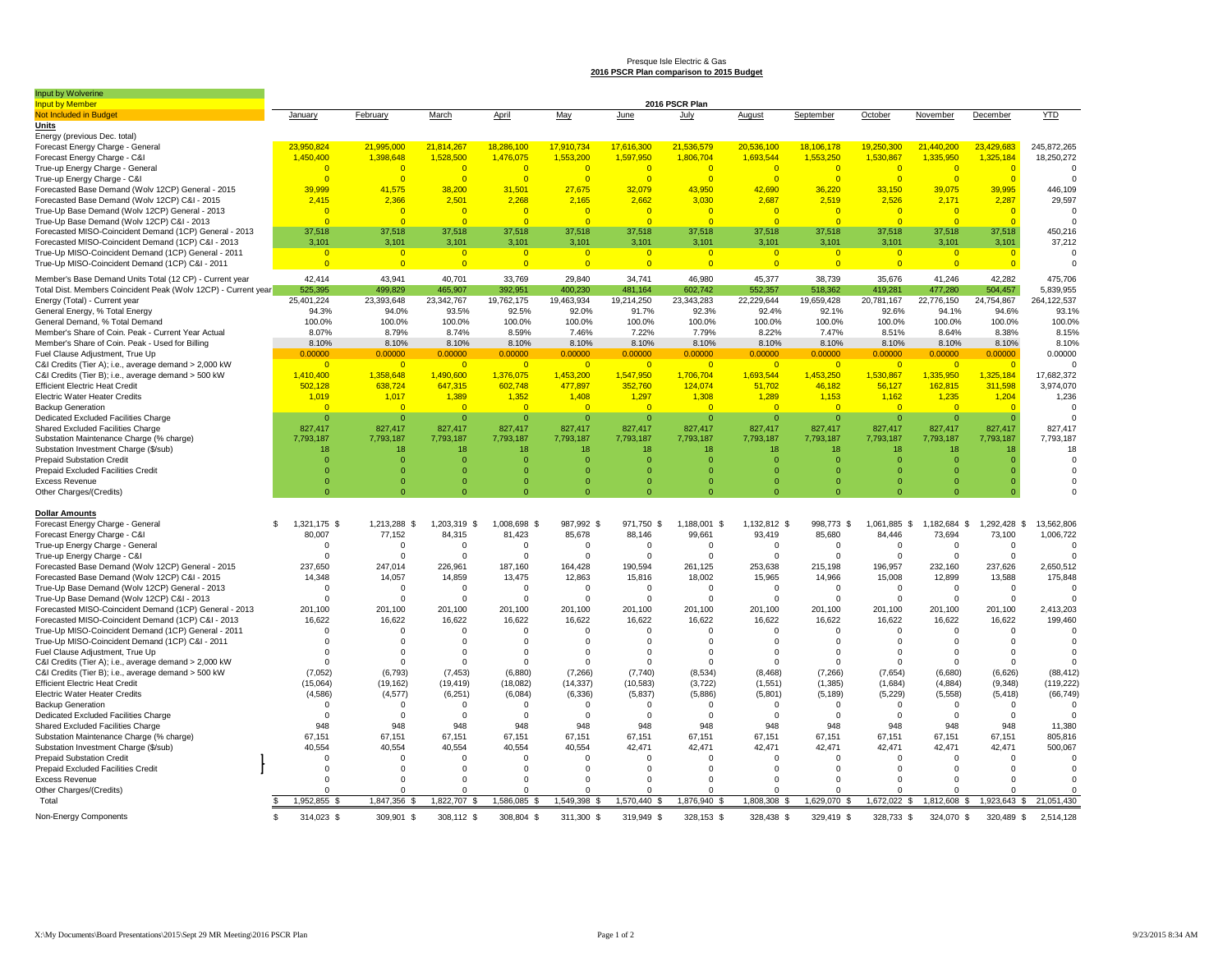Presque Isle Electric & Gas

**2016 PSCR Plan comparison to 2015 Budget**

Input by Wolverine
Input by Member
Not Included in Budget

| | 2016 PSCR Plan | | | | | | | | | | | | |
|---|---|---|---|---|---|---|---|---|---|---|---|---|---|
| | January | February | March | April | May | June | July | August | September | October | November | December | YTD |
| **Units** | | | | | | | | | | | | | |
| Energy (previous Dec. total) | | | | | | | | | | | | | |
| Forecast Energy Charge - General | 23,950,824 | 21,995,000 | 21,814,267 | 18,286,100 | 17,910,734 | 17,616,300 | 21,536,579 | 20,536,100 | 18,106,178 | 19,250,300 | 21,440,200 | 23,429,683 | 245,872,265 |
| Forecast Energy Charge - C&I | 1,450,400 | 1,398,648 | 1,528,500 | 1,476,075 | 1,553,200 | 1,597,950 | 1,806,704 | 1,693,544 | 1,553,250 | 1,530,867 | 1,335,950 | 1,325,184 | 18,250,272 |
| True-up Energy Charge - General | 0 | 0 | 0 | 0 | 0 | 0 | 0 | 0 | 0 | 0 | 0 | 0 | 0 |
| True-up Energy Charge - C&I | 0 | 0 | 0 | 0 | 0 | 0 | 0 | 0 | 0 | 0 | 0 | 0 | 0 |
| Forecasted Base Demand (Wolv 12CP) General - 2015 | 39,999 | 41,575 | 38,200 | 31,501 | 27,675 | 32,079 | 43,950 | 42,690 | 36,220 | 33,150 | 39,075 | 39,995 | 446,109 |
| Forecasted Base Demand (Wolv 12CP) C&I - 2015 | 2,415 | 2,366 | 2,501 | 2,268 | 2,165 | 2,662 | 3,030 | 2,687 | 2,519 | 2,526 | 2,171 | 2,287 | 29,597 |
| True-Up Base Demand (Wolv 12CP) General - 2013 | 0 | 0 | 0 | 0 | 0 | 0 | 0 | 0 | 0 | 0 | 0 | 0 | 0 |
| True-Up Base Demand (Wolv 12CP) C&I - 2013 | 0 | 0 | 0 | 0 | 0 | 0 | 0 | 0 | 0 | 0 | 0 | 0 | 0 |
| Forecasted MISO-Coincident Demand (1CP) General - 2013 | 37,518 | 37,518 | 37,518 | 37,518 | 37,518 | 37,518 | 37,518 | 37,518 | 37,518 | 37,518 | 37,518 | 37,518 | 450,216 |
| Forecasted MISO-Coincident Demand (1CP) C&I - 2013 | 3,101 | 3,101 | 3,101 | 3,101 | 3,101 | 3,101 | 3,101 | 3,101 | 3,101 | 3,101 | 3,101 | 3,101 | 37,212 |
| True-Up MISO-Coincident Demand (1CP) General - 2011 | 0 | 0 | 0 | 0 | 0 | 0 | 0 | 0 | 0 | 0 | 0 | 0 | 0 |
| True-Up MISO-Coincident Demand (1CP) C&I - 2011 | 0 | 0 | 0 | 0 | 0 | 0 | 0 | 0 | 0 | 0 | 0 | 0 | 0 |
| Member's Base Demand Units Total (12 CP) - Current year | 42,414 | 43,941 | 40,701 | 33,769 | 29,840 | 34,741 | 46,980 | 45,377 | 38,739 | 35,676 | 41,246 | 42,282 | 475,706 |
| Total Dist. Members Coincident Peak (Wolv 12CP) - Current year | 525,395 | 499,829 | 465,907 | 392,951 | 400,230 | 481,164 | 602,742 | 552,357 | 518,362 | 419,281 | 477,280 | 504,457 | 5,839,955 |
| Energy (Total) - Current year | 25,401,224 | 23,393,648 | 23,342,767 | 19,762,175 | 19,463,934 | 19,214,250 | 23,343,283 | 22,229,644 | 19,659,428 | 20,781,167 | 22,776,150 | 24,754,867 | 264,122,537 |
| General Energy, % Total Energy | 94.3% | 94.0% | 93.5% | 92.5% | 92.0% | 91.7% | 92.3% | 92.4% | 92.1% | 92.6% | 94.1% | 94.6% | 93.1% |
| General Demand, % Total Demand | 100.0% | 100.0% | 100.0% | 100.0% | 100.0% | 100.0% | 100.0% | 100.0% | 100.0% | 100.0% | 100.0% | 100.0% | 100.0% |
| Member's Share of Coin. Peak - Current Year Actual | 8.07% | 8.79% | 8.74% | 8.59% | 7.46% | 7.22% | 7.79% | 8.22% | 7.47% | 8.51% | 8.64% | 8.38% | 8.15% |
| Member's Share of Coin. Peak - Used for Billing | 8.10% | 8.10% | 8.10% | 8.10% | 8.10% | 8.10% | 8.10% | 8.10% | 8.10% | 8.10% | 8.10% | 8.10% | 8.10% |
| Fuel Clause Adjustment, True Up | 0.00000 | 0.00000 | 0.00000 | 0.00000 | 0.00000 | 0.00000 | 0.00000 | 0.00000 | 0.00000 | 0.00000 | 0.00000 | 0.00000 | 0.00000 |
| C&I Credits (Tier A); i.e., average demand > 2,000 kW | 0 | 0 | 0 | 0 | 0 | 0 | 0 | 0 | 0 | 0 | 0 | 0 | 0 |
| C&I Credits (Tier B); i.e., average demand > 500 kW | 1,410,400 | 1,358,648 | 1,490,600 | 1,376,075 | 1,453,200 | 1,547,950 | 1,706,704 | 1,693,544 | 1,453,250 | 1,530,867 | 1,335,950 | 1,325,184 | 17,682,372 |
| Efficient Electric Heat Credit | 502,128 | 638,724 | 647,315 | 602,748 | 477,897 | 352,760 | 124,074 | 51,702 | 46,182 | 56,127 | 162,815 | 311,598 | 3,974,070 |
| Electric Water Heater Credits | 1,019 | 1,017 | 1,389 | 1,352 | 1,408 | 1,297 | 1,308 | 1,289 | 1,153 | 1,162 | 1,235 | 1,204 | 1,236 |
| Backup Generation | 0 | 0 | 0 | 0 | 0 | 0 | 0 | 0 | 0 | 0 | 0 | 0 | 0 |
| Dedicated Excluded Facilities Charge | 0 | 0 | 0 | 0 | 0 | 0 | 0 | 0 | 0 | 0 | 0 | 0 | 0 |
| Shared Excluded Facilities Charge | 827,417 | 827,417 | 827,417 | 827,417 | 827,417 | 827,417 | 827,417 | 827,417 | 827,417 | 827,417 | 827,417 | 827,417 | 827,417 |
| Substation Maintenance Charge (% charge) | 7,793,187 | 7,793,187 | 7,793,187 | 7,793,187 | 7,793,187 | 7,793,187 | 7,793,187 | 7,793,187 | 7,793,187 | 7,793,187 | 7,793,187 | 7,793,187 | 7,793,187 |
| Substation Investment Charge ($/sub) | 18 | 18 | 18 | 18 | 18 | 18 | 18 | 18 | 18 | 18 | 18 | 18 | 18 |
| Prepaid Substation Credit | 0 | 0 | 0 | 0 | 0 | 0 | 0 | 0 | 0 | 0 | 0 | 0 | 0 |
| Prepaid Excluded Facilities Credit | 0 | 0 | 0 | 0 | 0 | 0 | 0 | 0 | 0 | 0 | 0 | 0 | 0 |
| Excess Revenue | 0 | 0 | 0 | 0 | 0 | 0 | 0 | 0 | 0 | 0 | 0 | 0 | 0 |
| Other Charges/(Credits) | 0 | 0 | 0 | 0 | 0 | 0 | 0 | 0 | 0 | 0 | 0 | 0 | 0 |
| **Dollar Amounts** | | | | | | | | | | | | | |
| Forecast Energy Charge - General | $ 1,321,175 $ | 1,213,288 $ | 1,203,319 $ | 1,008,698 $ | 987,992 $ | 971,750 $ | 1,188,001 $ | 1,132,812 $ | 998,773 $ | 1,061,885 $ | 1,182,684 $ | 1,292,428 $ | 13,562,806 |
| Forecast Energy Charge - C&I | 80,007 | 77,152 | 84,315 | 81,423 | 85,678 | 88,146 | 99,661 | 93,419 | 85,680 | 84,446 | 73,694 | 73,100 | 1,006,722 |
| True-up Energy Charge - General | 0 | 0 | 0 | 0 | 0 | 0 | 0 | 0 | 0 | 0 | 0 | 0 | 0 |
| True-up Energy Charge - C&I | 0 | 0 | 0 | 0 | 0 | 0 | 0 | 0 | 0 | 0 | 0 | 0 | 0 |
| Forecasted Base Demand (Wolv 12CP) General - 2015 | 237,650 | 247,014 | 226,961 | 187,160 | 164,428 | 190,594 | 261,125 | 253,638 | 215,198 | 196,957 | 232,160 | 237,626 | 2,650,512 |
| Forecasted Base Demand (Wolv 12CP) C&I - 2015 | 14,348 | 14,057 | 14,859 | 13,475 | 12,863 | 15,816 | 18,002 | 15,965 | 14,966 | 15,008 | 12,899 | 13,588 | 175,848 |
| True-Up Base Demand (Wolv 12CP) General - 2013 | 0 | 0 | 0 | 0 | 0 | 0 | 0 | 0 | 0 | 0 | 0 | 0 | 0 |
| True-Up Base Demand (Wolv 12CP) C&I - 2013 | 0 | 0 | 0 | 0 | 0 | 0 | 0 | 0 | 0 | 0 | 0 | 0 | 0 |
| Forecasted MISO-Coincident Demand (1CP) General - 2013 | 201,100 | 201,100 | 201,100 | 201,100 | 201,100 | 201,100 | 201,100 | 201,100 | 201,100 | 201,100 | 201,100 | 201,100 | 2,413,203 |
| Forecasted MISO-Coincident Demand (1CP) C&I - 2013 | 16,622 | 16,622 | 16,622 | 16,622 | 16,622 | 16,622 | 16,622 | 16,622 | 16,622 | 16,622 | 16,622 | 16,622 | 199,460 |
| True-Up MISO-Coincident Demand (1CP) General - 2011 | 0 | 0 | 0 | 0 | 0 | 0 | 0 | 0 | 0 | 0 | 0 | 0 | 0 |
| True-Up MISO-Coincident Demand (1CP) C&I - 2011 | 0 | 0 | 0 | 0 | 0 | 0 | 0 | 0 | 0 | 0 | 0 | 0 | 0 |
| Fuel Clause Adjustment, True Up | 0 | 0 | 0 | 0 | 0 | 0 | 0 | 0 | 0 | 0 | 0 | 0 | 0 |
| C&I Credits (Tier A); i.e., average demand > 2,000 kW | 0 | 0 | 0 | 0 | 0 | 0 | 0 | 0 | 0 | 0 | 0 | 0 | 0 |
| C&I Credits (Tier B); i.e., average demand > 500 kW | (7,052) | (6,793) | (7,453) | (6,880) | (7,266) | (7,740) | (8,534) | (8,468) | (7,266) | (7,654) | (6,680) | (6,626) | (88,412) |
| Efficient Electric Heat Credit | (15,064) | (19,162) | (19,419) | (18,082) | (14,337) | (10,583) | (3,722) | (1,551) | (1,385) | (1,684) | (4,884) | (9,348) | (119,222) |
| Electric Water Heater Credits | (4,586) | (4,577) | (6,251) | (6,084) | (6,336) | (5,837) | (5,886) | (5,801) | (5,189) | (5,229) | (5,558) | (5,418) | (66,749) |
| Backup Generation | 0 | 0 | 0 | 0 | 0 | 0 | 0 | 0 | 0 | 0 | 0 | 0 | 0 |
| Dedicated Excluded Facilities Charge | 0 | 0 | 0 | 0 | 0 | 0 | 0 | 0 | 0 | 0 | 0 | 0 | 0 |
| Shared Excluded Facilities Charge | 948 | 948 | 948 | 948 | 948 | 948 | 948 | 948 | 948 | 948 | 948 | 948 | 11,380 |
| Substation Maintenance Charge (% charge) | 67,151 | 67,151 | 67,151 | 67,151 | 67,151 | 67,151 | 67,151 | 67,151 | 67,151 | 67,151 | 67,151 | 67,151 | 805,816 |
| Substation Investment Charge ($/sub) | 40,554 | 40,554 | 40,554 | 40,554 | 40,554 | 42,471 | 42,471 | 42,471 | 42,471 | 42,471 | 42,471 | 42,471 | 500,067 |
| Prepaid Substation Credit | 0 | 0 | 0 | 0 | 0 | 0 | 0 | 0 | 0 | 0 | 0 | 0 | 0 |
| Prepaid Excluded Facilities Credit | 0 | 0 | 0 | 0 | 0 | 0 | 0 | 0 | 0 | 0 | 0 | 0 | 0 |
| Excess Revenue | 0 | 0 | 0 | 0 | 0 | 0 | 0 | 0 | 0 | 0 | 0 | 0 | 0 |
| Other Charges/(Credits) | 0 | 0 | 0 | 0 | 0 | 0 | 0 | 0 | 0 | 0 | 0 | 0 | 0 |
| Total | $ 1,952,855 $ | 1,847,356 $ | 1,822,707 $ | 1,586,085 $ | 1,549,398 $ | 1,570,440 $ | 1,876,940 $ | 1,808,308 $ | 1,629,070 $ | 1,672,022 $ | 1,812,608 $ | 1,923,643 $ | 21,051,430 |
| Non-Energy Components | $ 314,023 $ | 309,901 $ | 308,112 $ | 308,804 $ | 311,300 $ | 319,949 $ | 328,153 $ | 328,438 $ | 329,419 $ | 328,733 $ | 324,070 $ | 320,489 $ | 2,514,128 |

X:\My Documents\Board Presentations\2015\Sept 29 MR Meeting\2016 PSCR Plan 9/23/2015 8:34 AM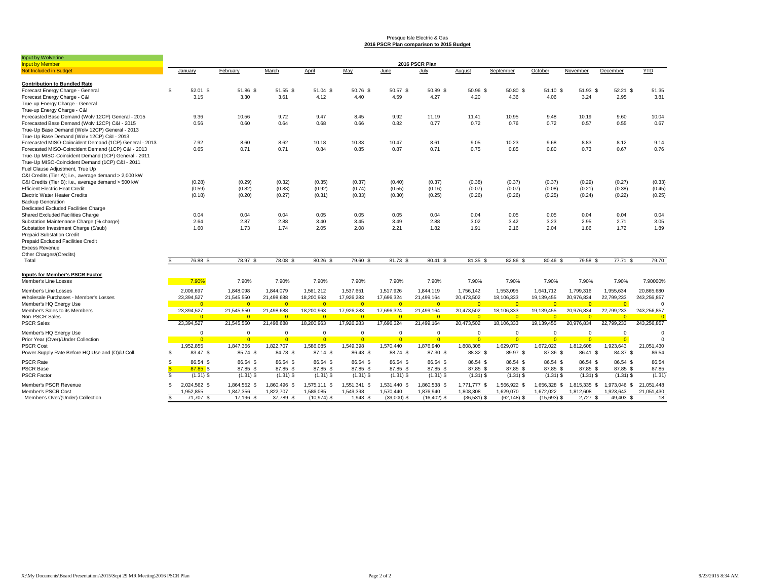Presque Isle Electric & Gas
**2016 PSCR Plan comparison to 2015 Budget**

Input by Wolverine
Input by Member
Not Included in Budget

| | 2016 PSCR Plan | | | | | | | | | | | | |
|---|---|---|---|---|---|---|---|---|---|---|---|---|---|
| | January | February | March | April | May | June | July | August | September | October | November | December | YTD |
| **Contribution to Bundled Rate** | | | | | | | | | | | | | |
| Forecast Energy Charge - General | $ 52.01 | $ 51.86 | $ 51.55 | $ 51.04 | $ 50.76 | $ 50.57 | $ 50.89 | $ 50.96 | $ 50.80 | $ 51.10 | $ 51.93 | $ 52.21 | $ 51.35 |
| Forecast Energy Charge - C&I | 3.15 | 3.30 | 3.61 | 4.12 | 4.40 | 4.59 | 4.27 | 4.20 | 4.36 | 4.06 | 3.24 | 2.95 | 3.81 |
| True-up Energy Charge - General | | | | | | | | | | | | | |
| True-up Energy Charge - C&I | | | | | | | | | | | | | |
| Forecasted Base Demand (Wolv 12CP) General - 2015 | 9.36 | 10.56 | 9.72 | 9.47 | 8.45 | 9.92 | 11.19 | 11.41 | 10.95 | 9.48 | 10.19 | 9.60 | 10.04 |
| Forecasted Base Demand (Wolv 12CP) C&I - 2015 | 0.56 | 0.60 | 0.64 | 0.68 | 0.66 | 0.82 | 0.77 | 0.72 | 0.76 | 0.72 | 0.57 | 0.55 | 0.67 |
| True-Up Base Demand (Wolv 12CP) General - 2013 | | | | | | | | | | | | | |
| True-Up Base Demand (Wolv 12CP) C&I - 2013 | | | | | | | | | | | | | |
| Forecasted MISO-Coincident Demand (1CP) General - 2013 | 7.92 | 8.60 | 8.62 | 10.18 | 10.33 | 10.47 | 8.61 | 9.05 | 10.23 | 9.68 | 8.83 | 8.12 | 9.14 |
| Forecasted MISO-Coincident Demand (1CP) C&I - 2013 | 0.65 | 0.71 | 0.71 | 0.84 | 0.85 | 0.87 | 0.71 | 0.75 | 0.85 | 0.80 | 0.73 | 0.67 | 0.76 |
| True-Up MISO-Coincident Demand (1CP) General - 2011 | | | | | | | | | | | | | |
| True-Up MISO-Coincident Demand (1CP) C&I - 2011 | | | | | | | | | | | | | |
| Fuel Clause Adjustment, True Up | | | | | | | | | | | | | |
| C&I Credits (Tier A); i.e., average demand > 2,000 kW | | | | | | | | | | | | | |
| C&I Credits (Tier B); i.e., average demand > 500 kW | (0.28) | (0.29) | (0.32) | (0.35) | (0.37) | (0.40) | (0.37) | (0.38) | (0.37) | (0.37) | (0.29) | (0.27) | (0.33) |
| Efficient Electric Heat Credit | (0.59) | (0.82) | (0.83) | (0.92) | (0.74) | (0.55) | (0.16) | (0.07) | (0.07) | (0.08) | (0.21) | (0.38) | (0.45) |
| Electric Water Heater Credits | (0.18) | (0.20) | (0.27) | (0.31) | (0.33) | (0.30) | (0.25) | (0.26) | (0.26) | (0.25) | (0.24) | (0.22) | (0.25) |
| Backup Generation | | | | | | | | | | | | | |
| Dedicated Excluded Facilities Charge | | | | | | | | | | | | | |
| Shared Excluded Facilities Charge | 0.04 | 0.04 | 0.04 | 0.05 | 0.05 | 0.05 | 0.04 | 0.04 | 0.05 | 0.05 | 0.04 | 0.04 | 0.04 |
| Substation Maintenance Charge (% charge) | 2.64 | 2.87 | 2.88 | 3.40 | 3.45 | 3.49 | 2.88 | 3.02 | 3.42 | 3.23 | 2.95 | 2.71 | 3.05 |
| Substation Investment Charge ($/sub) | 1.60 | 1.73 | 1.74 | 2.05 | 2.08 | 2.21 | 1.82 | 1.91 | 2.16 | 2.04 | 1.86 | 1.72 | 1.89 |
| Prepaid Substation Credit | | | | | | | | | | | | | |
| Prepaid Excluded Facilities Credit | | | | | | | | | | | | | |
| Excess Revenue | | | | | | | | | | | | | |
| Other Charges/(Credits) | | | | | | | | | | | | | |
| Total | $ 76.88 | $ 78.97 | $ 78.08 | $ 80.26 | $ 79.60 | $ 81.73 | $ 80.41 | $ 81.35 | $ 82.86 | $ 80.46 | $ 79.58 | $ 77.71 | $ 79.70 |
| **Inputs for Member's PSCR Factor** | | | | | | | | | | | | | |
| Member's Line Losses | 7.90% | 7.90% | 7.90% | 7.90% | 7.90% | 7.90% | 7.90% | 7.90% | 7.90% | 7.90% | 7.90% | 7.90% | 7.90000% |
| Member's Line Losses | 2,006,697 | 1,848,098 | 1,844,079 | 1,561,212 | 1,537,651 | 1,517,926 | 1,844,119 | 1,756,142 | 1,553,095 | 1,641,712 | 1,799,316 | 1,955,634 | 20,865,680 |
| Wholesale Purchases - Member's Losses | 23,394,527 | 21,545,550 | 21,498,688 | 18,200,963 | 17,926,283 | 17,696,324 | 21,499,164 | 20,473,502 | 18,106,333 | 19,139,455 | 20,976,834 | 22,799,233 | 243,256,857 |
| Member's HQ Energy Use | 0 | 0 | 0 | 0 | 0 | 0 | 0 | 0 | 0 | 0 | 0 | 0 | 0 |
| Member's Sales to its Members | 23,394,527 | 21,545,550 | 21,498,688 | 18,200,963 | 17,926,283 | 17,696,324 | 21,499,164 | 20,473,502 | 18,106,333 | 19,139,455 | 20,976,834 | 22,799,233 | 243,256,857 |
| Non-PSCR Sales | 0 | 0 | 0 | 0 | 0 | 0 | 0 | 0 | 0 | 0 | 0 | 0 | 0 |
| PSCR Sales | 23,394,527 | 21,545,550 | 21,498,688 | 18,200,963 | 17,926,283 | 17,696,324 | 21,499,164 | 20,473,502 | 18,106,333 | 19,139,455 | 20,976,834 | 22,799,233 | 243,256,857 |
| Member's HQ Energy Use | 0 | 0 | 0 | 0 | 0 | 0 | 0 | 0 | 0 | 0 | 0 | 0 | 0 |
| Prior Year (Over)/Under Collection | 0 | 0 | 0 | 0 | 0 | 0 | 0 | 0 | 0 | 0 | 0 | 0 | 0 |
| PSCR Cost | 1,952,855 | 1,847,356 | 1,822,707 | 1,586,085 | 1,549,398 | 1,570,440 | 1,876,940 | 1,808,308 | 1,629,070 | 1,672,022 | 1,812,608 | 1,923,643 | 21,051,430 |
| Power Supply Rate Before HQ Use and (O)/U Coll. | $ 83.47 | $ 85.74 | $ 84.78 | $ 87.14 | $ 86.43 | $ 88.74 | $ 87.30 | $ 88.32 | $ 89.97 | $ 87.36 | $ 86.41 | $ 84.37 | $ 86.54 |
| PSCR Rate | $ 86.54 | $ 86.54 | $ 86.54 | $ 86.54 | $ 86.54 | $ 86.54 | $ 86.54 | $ 86.54 | $ 86.54 | $ 86.54 | $ 86.54 | $ 86.54 | 86.54 |
| PSCR Base | $ 87.85 | $ 87.85 | $ 87.85 | $ 87.85 | $ 87.85 | $ 87.85 | $ 87.85 | $ 87.85 | $ 87.85 | $ 87.85 | $ 87.85 | $ 87.85 | 87.85 |
| PSCR Factor | $ (1.31) | $ (1.31) | $ (1.31) | $ (1.31) | $ (1.31) | $ (1.31) | $ (1.31) | $ (1.31) | $ (1.31) | $ (1.31) | $ (1.31) | $ (1.31) | (1.31) |
| Member's PSCR Revenue | $ 2,024,562 | $ 1,864,552 | $ 1,860,496 | $ 1,575,111 | $ 1,551,341 | $ 1,531,440 | $ 1,860,538 | $ 1,771,777 | $ 1,566,922 | $ 1,656,328 | $ 1,815,335 | $ 1,973,046 | $ 21,051,448 |
| Member's PSCR Cost | 1,952,855 | 1,847,356 | 1,822,707 | 1,586,085 | 1,549,398 | 1,570,440 | 1,876,940 | 1,808,308 | 1,629,070 | 1,672,022 | 1,812,608 | 1,923,643 | 21,051,430 |
| Member's Over/(Under) Collection | $ 71,707 | $ 17,196 | $ 37,789 | $ (10,974) | $ 1,943 | $ (39,000) | $ (16,402) | $ (36,531) | $ (62,148) | $ (15,693) | $ 2,727 | $ 49,403 | $ 18 |

X:\My Documents\Board Presentations\2015\Sept 29 MR Meeting\2016 PSCR Plan — 9/23/2015 8:34 AM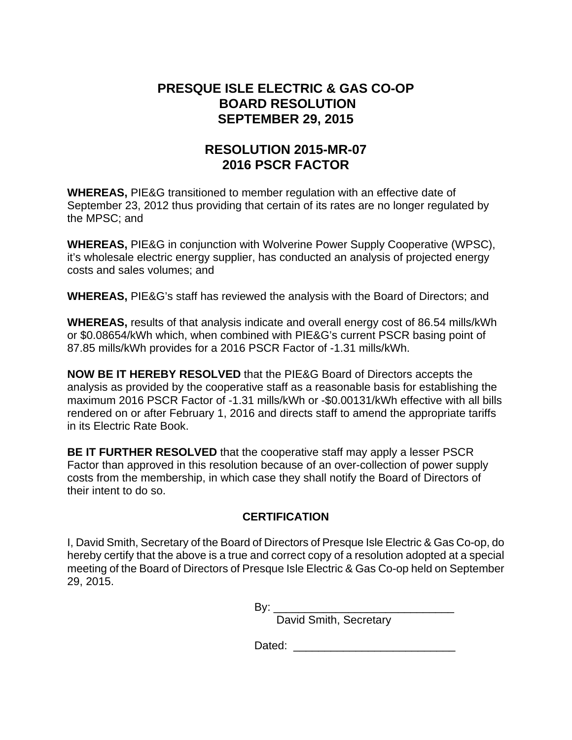# PRESQUE ISLE ELECTRIC & GAS CO-OP
# BOARD RESOLUTION
# SEPTEMBER 29, 2015

## RESOLUTION 2015-MR-07
## 2016 PSCR FACTOR

**WHEREAS,** PIE&G transitioned to member regulation with an effective date of September 23, 2012 thus providing that certain of its rates are no longer regulated by the MPSC; and

**WHEREAS,** PIE&G in conjunction with Wolverine Power Supply Cooperative (WPSC), it's wholesale electric energy supplier, has conducted an analysis of projected energy costs and sales volumes; and

**WHEREAS,** PIE&G's staff has reviewed the analysis with the Board of Directors; and

**WHEREAS,** results of that analysis indicate and overall energy cost of 86.54 mills/kWh or $0.08654/kWh which, when combined with PIE&G's current PSCR basing point of 87.85 mills/kWh provides for a 2016 PSCR Factor of -1.31 mills/kWh.

**NOW BE IT HEREBY RESOLVED** that the PIE&G Board of Directors accepts the analysis as provided by the cooperative staff as a reasonable basis for establishing the maximum 2016 PSCR Factor of -1.31 mills/kWh or -$0.00131/kWh effective with all bills rendered on or after February 1, 2016 and directs staff to amend the appropriate tariffs in its Electric Rate Book.

**BE IT FURTHER RESOLVED** that the cooperative staff may apply a lesser PSCR Factor than approved in this resolution because of an over-collection of power supply costs from the membership, in which case they shall notify the Board of Directors of their intent to do so.

### CERTIFICATION

I, David Smith, Secretary of the Board of Directors of Presque Isle Electric & Gas Co-op, do hereby certify that the above is a true and correct copy of a resolution adopted at a special meeting of the Board of Directors of Presque Isle Electric & Gas Co-op held on September 29, 2015.

By: ______________________________
David Smith, Secretary

Dated: ___________________________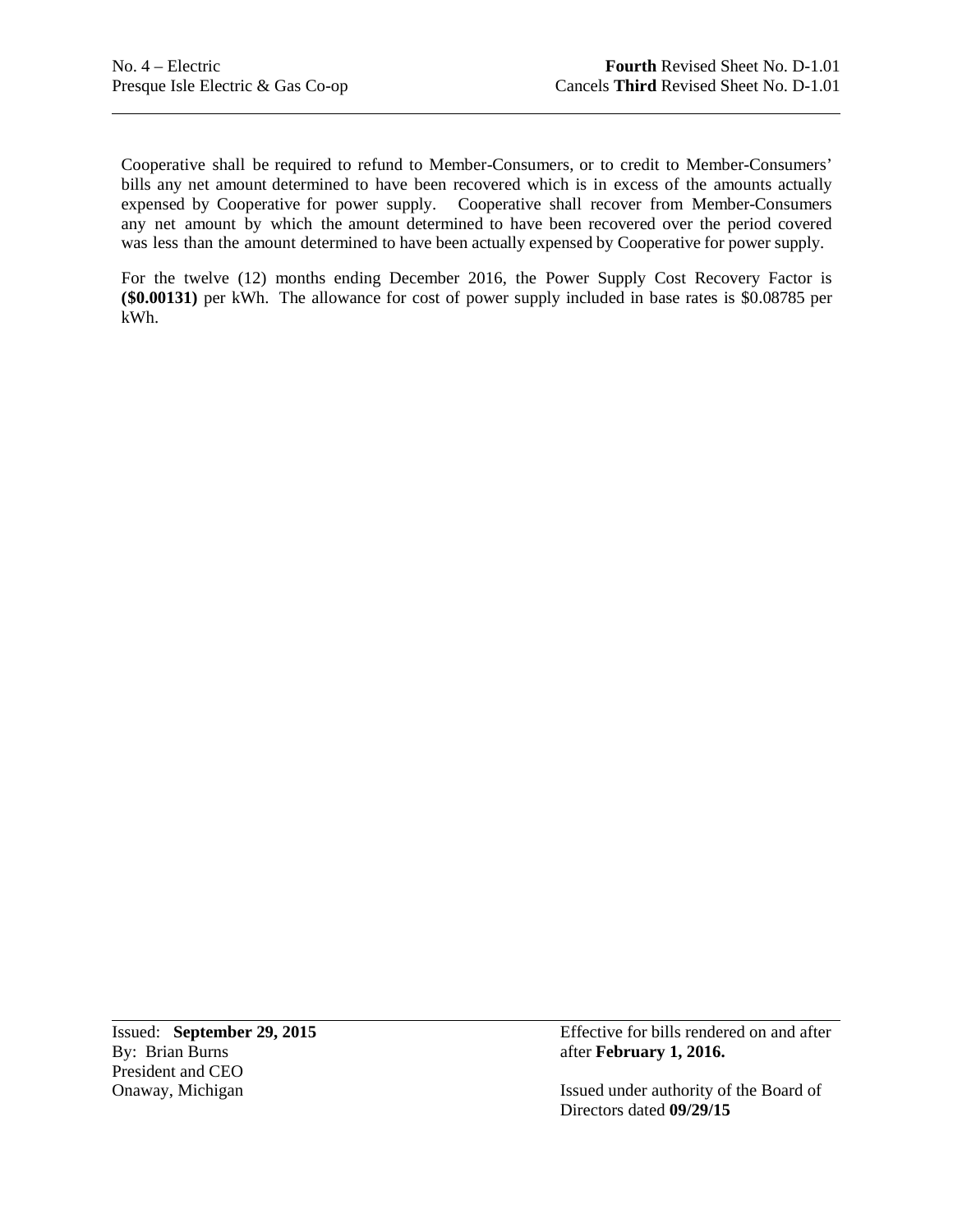Cooperative shall be required to refund to Member-Consumers, or to credit to Member-Consumers' bills any net amount determined to have been recovered which is in excess of the amounts actually expensed by Cooperative for power supply. Cooperative shall recover from Member-Consumers any net amount by which the amount determined to have been recovered over the period covered was less than the amount determined to have been actually expensed by Cooperative for power supply.

For the twelve (12) months ending December 2016, the Power Supply Cost Recovery Factor is **($0.00131)** per kWh. The allowance for cost of power supply included in base rates is $0.08785 per kWh.

Issued: **September 29, 2015**
By: Brian Burns
President and CEO
Onaway, Michigan

Effective for bills rendered on and after after **February 1, 2016.**

Issued under authority of the Board of Directors dated **09/29/15**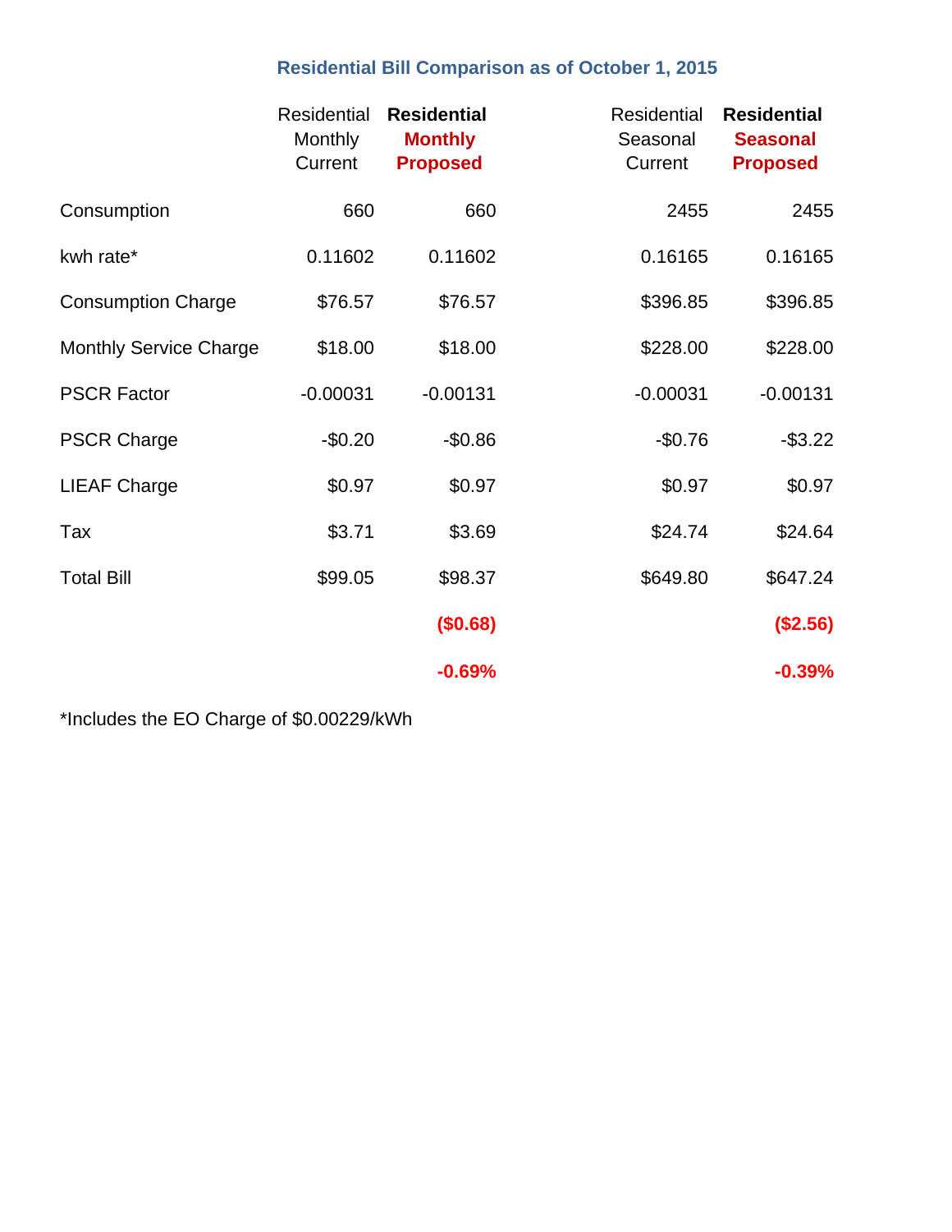## Residential Bill Comparison as of October 1, 2015

| | Residential Monthly Current | **Residential Monthly Proposed** | Residential Seasonal Current | **Residential Seasonal Proposed** |
|---|---|---|---|---|
| Consumption | 660 | 660 | 2455 | 2455 |
| kwh rate* | 0.11602 | 0.11602 | 0.16165 | 0.16165 |
| Consumption Charge | $76.57 | $76.57 | $396.85 | $396.85 |
| Monthly Service Charge | $18.00 | $18.00 | $228.00 | $228.00 |
| PSCR Factor | -0.00031 | -0.00131 | -0.00031 | -0.00131 |
| PSCR Charge | -$0.20 | -$0.86 | -$0.76 | -$3.22 |
| LIEAF Charge | $0.97 | $0.97 | $0.97 | $0.97 |
| Tax | $3.71 | $3.69 | $24.74 | $24.64 |
| Total Bill | $99.05 | $98.37 | $649.80 | $647.24 |
| | | **($0.68)** | | **($2.56)** |
| | | **-0.69%** | | **-0.39%** |

*Includes the EO Charge of $0.00229/kWh